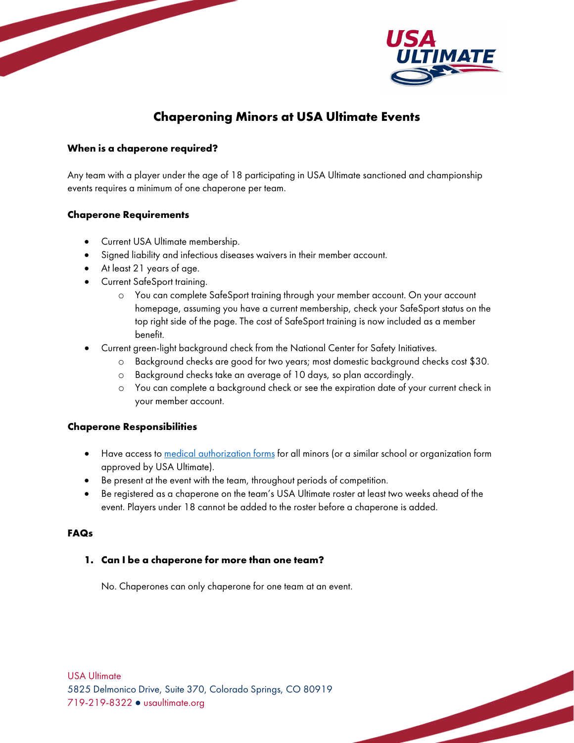# Chaperoning Minors at USA Ultimate Events

**When is a chaperone required?**

Any team with a player under the age of 18 participating in USA Ultimate sanctioned and championship events requires a minimum of one chaperone per team.

**Chaperone Requirements**

- Current USA Ultimate membership.
- Signed liability and infectious diseases waivers in their member account.
- At least 21 years of age.
- Current SafeSport training.
  - You can complete SafeSport training through your member account. On your account homepage, assuming you have a current membership, check your SafeSport status on the top right side of the page. The cost of SafeSport training is now included as a member benefit.
- Current green-light background check from the National Center for Safety Initiatives.
  - Background checks are good for two years; most domestic background checks cost $30.
  - Background checks take an average of 10 days, so plan accordingly.
  - You can complete a background check or see the expiration date of your current check in your member account.

**Chaperone Responsibilities**

- Have access to medical authorization forms for all minors (or a similar school or organization form approved by USA Ultimate).
- Be present at the event with the team, throughout periods of competition.
- Be registered as a chaperone on the team's USA Ultimate roster at least two weeks ahead of the event. Players under 18 cannot be added to the roster before a chaperone is added.

**FAQs**

1. **Can I be a chaperone for more than one team?**

   No. Chaperones can only chaperone for one team at an event.

USA Ultimate
5825 Delmonico Drive, Suite 370, Colorado Springs, CO 80919
719-219-8322 ● usaultimate.org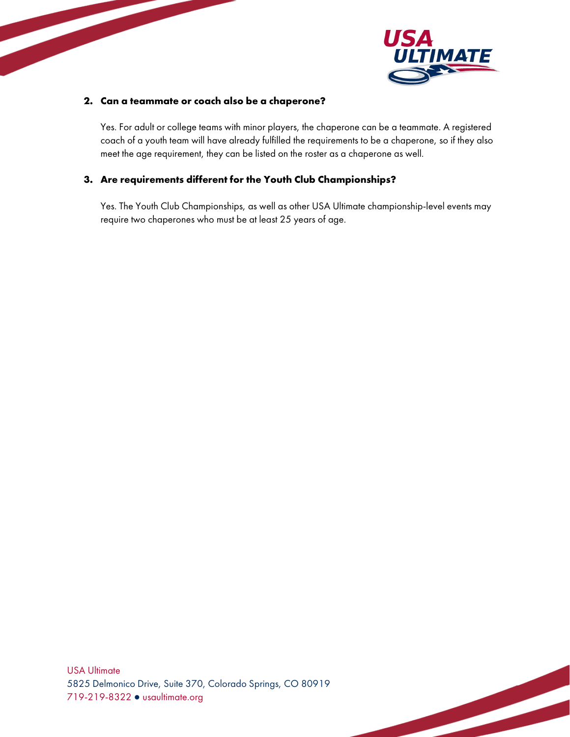2. **Can a teammate or coach also be a chaperone?**

   Yes. For adult or college teams with minor players, the chaperone can be a teammate. A registered coach of a youth team will have already fulfilled the requirements to be a chaperone, so if they also meet the age requirement, they can be listed on the roster as a chaperone as well.

3. **Are requirements different for the Youth Club Championships?**

   Yes. The Youth Club Championships, as well as other USA Ultimate championship-level events may require two chaperones who must be at least 25 years of age.

USA Ultimate
5825 Delmonico Drive, Suite 370, Colorado Springs, CO 80919
719-219-8322 ● usaultimate.org